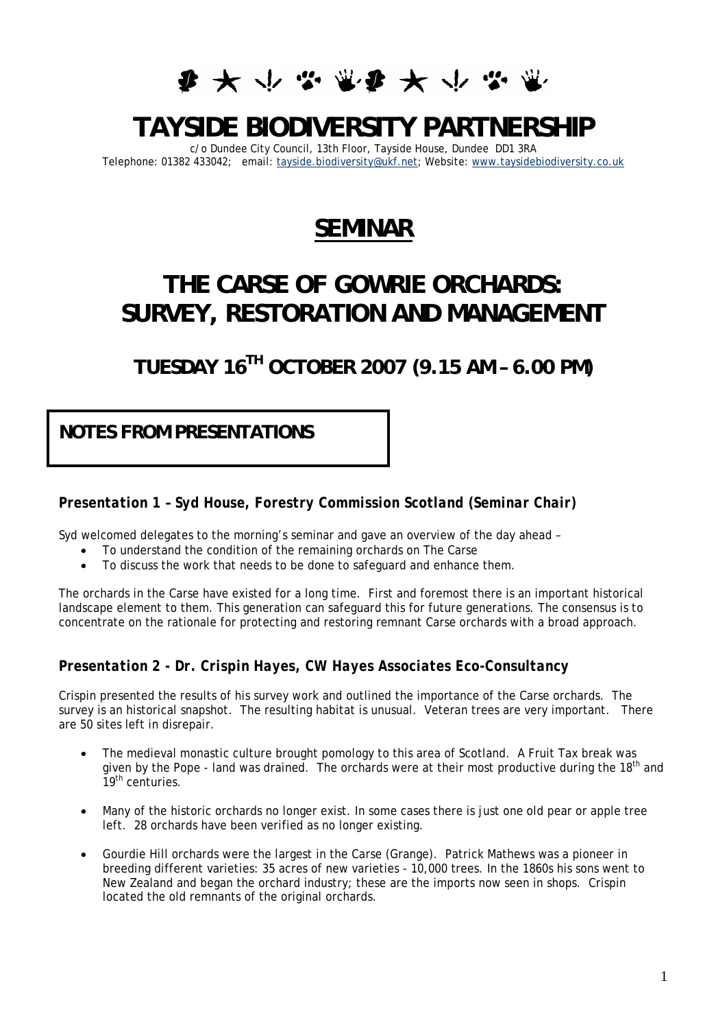# TAYSIDE BIODIVERSITY PARTNERSHIP

c/o Dundee City Council, 13th Floor, Tayside House, Dundee DD1 3RA
Telephone: 01382 433042; email: tayside.biodiversity@ukf.net; Website: www.taysidebiodiversity.co.uk

## SEMINAR

# THE CARSE OF GOWRIE ORCHARDS: SURVEY, RESTORATION AND MANAGEMENT

## TUESDAY 16TH OCTOBER 2007 (9.15 AM – 6.00 PM)

**NOTES FROM PRESENTATIONS**

### *Presentation 1 – Syd House, Forestry Commission Scotland (Seminar Chair)*

Syd welcomed delegates to the morning's seminar and gave an overview of the day ahead –

- To understand the condition of the remaining orchards on The Carse
- To discuss the work that needs to be done to safeguard and enhance them.

The orchards in the Carse have existed for a long time. First and foremost there is an important historical landscape element to them. This generation can safeguard this for future generations. The consensus is to concentrate on the rationale for protecting and restoring remnant Carse orchards with a broad approach.

### *Presentation 2 - Dr. Crispin Hayes, CW Hayes Associates Eco-Consultancy*

Crispin presented the results of his survey work and outlined the importance of the Carse orchards. The survey is an historical snapshot. The resulting habitat is unusual. Veteran trees are very important. There are 50 sites left in disrepair.

- The medieval monastic culture brought pomology to this area of Scotland. A Fruit Tax break was given by the Pope - land was drained. The orchards were at their most productive during the 18th and 19th centuries.
- Many of the historic orchards no longer exist. In some cases there is just one old pear or apple tree left. 28 orchards have been verified as no longer existing.
- Gourdie Hill orchards were the largest in the Carse (Grange). Patrick Mathews was a pioneer in breeding different varieties: 35 acres of new varieties - 10,000 trees. In the 1860s his sons went to New Zealand and began the orchard industry; these are the imports now seen in shops. Crispin located the old remnants of the original orchards.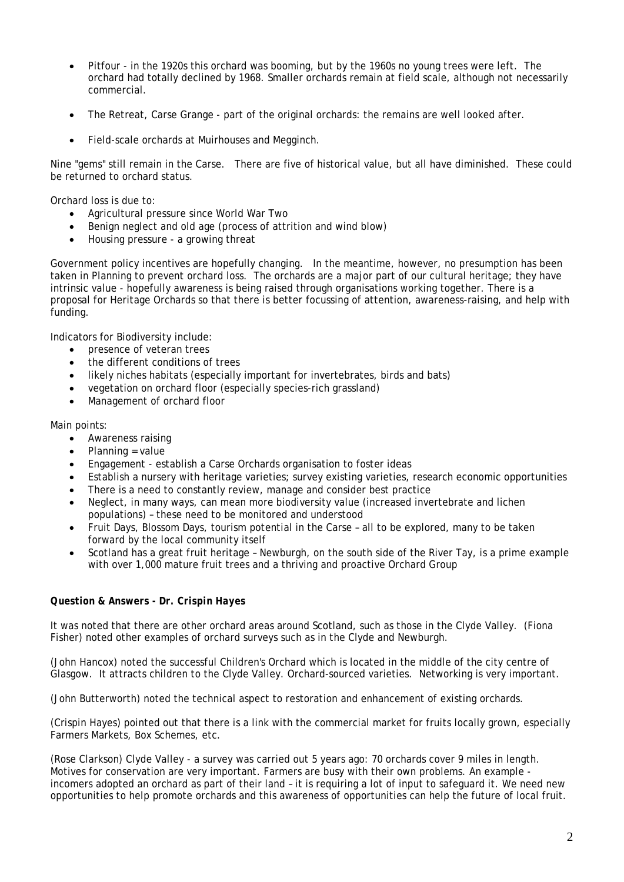- Pitfour - in the 1920s this orchard was booming, but by the 1960s no young trees were left. The orchard had totally declined by 1968. Smaller orchards remain at field scale, although not necessarily commercial.

- The Retreat, Carse Grange - part of the original orchards: the remains are well looked after.

- Field-scale orchards at Muirhouses and Megginch.

Nine "gems" still remain in the Carse. There are five of historical value, but all have diminished. These could be returned to orchard status.

Orchard loss is due to:

- Agricultural pressure since World War Two
- Benign neglect and old age (process of attrition and wind blow)
- Housing pressure - a growing threat

Government policy incentives are hopefully changing. In the meantime, however, no presumption has been taken in Planning to prevent orchard loss. The orchards are a major part of our cultural heritage; they have intrinsic value - hopefully awareness is being raised through organisations working together. There is a proposal for Heritage Orchards so that there is better focussing of attention, awareness-raising, and help with funding.

Indicators for Biodiversity include:

- presence of veteran trees
- the different conditions of trees
- likely niches habitats (especially important for invertebrates, birds and bats)
- vegetation on orchard floor (especially species-rich grassland)
- Management of orchard floor

Main points:

- Awareness raising
- Planning = value
- Engagement - establish a Carse Orchards organisation to foster ideas
- Establish a nursery with heritage varieties; survey existing varieties, research economic opportunities
- There is a need to constantly review, manage and consider best practice
- Neglect, in many ways, can mean more biodiversity value (increased invertebrate and lichen populations) – these need to be monitored and understood
- Fruit Days, Blossom Days, tourism potential in the Carse – all to be explored, many to be taken forward by the local community itself
- Scotland has a great fruit heritage – Newburgh, on the south side of the River Tay, is a prime example with over 1,000 mature fruit trees and a thriving and proactive Orchard Group

***Question & Answers - Dr. Crispin Hayes***

It was noted that there are other orchard areas around Scotland, such as those in the Clyde Valley. (Fiona Fisher) noted other examples of orchard surveys such as in the Clyde and Newburgh.

(John Hancox) noted the successful Children's Orchard which is located in the middle of the city centre of Glasgow. It attracts children to the Clyde Valley. Orchard-sourced varieties. Networking is very important.

(John Butterworth) noted the technical aspect to restoration and enhancement of existing orchards.

(Crispin Hayes) pointed out that there is a link with the commercial market for fruits locally grown, especially Farmers Markets, Box Schemes, etc.

(Rose Clarkson) Clyde Valley - a survey was carried out 5 years ago: 70 orchards cover 9 miles in length. Motives for conservation are very important. Farmers are busy with their own problems. An example - incomers adopted an orchard as part of their land – it is requiring a lot of input to safeguard it. We need new opportunities to help promote orchards and this awareness of opportunities can help the future of local fruit.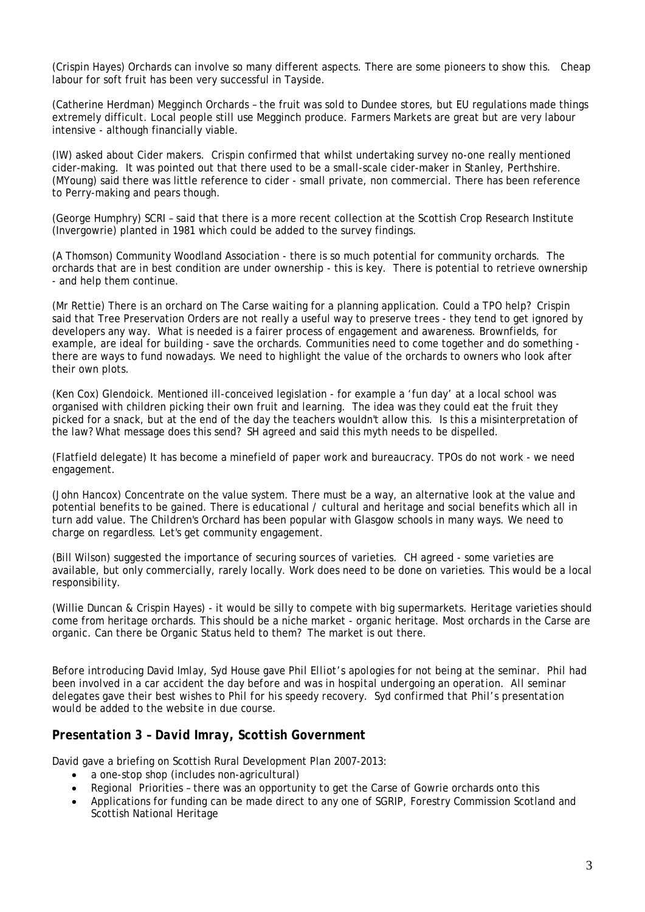(Crispin Hayes) Orchards can involve so many different aspects. There are some pioneers to show this. Cheap labour for soft fruit has been very successful in Tayside.

(Catherine Herdman) Megginch Orchards – the fruit was sold to Dundee stores, but EU regulations made things extremely difficult. Local people still use Megginch produce. Farmers Markets are great but are very labour intensive - although financially viable.

(IW) asked about Cider makers. Crispin confirmed that whilst undertaking survey no-one really mentioned cider-making. It was pointed out that there used to be a small-scale cider-maker in Stanley, Perthshire. (MYoung) said there was little reference to cider - small private, non commercial. There has been reference to Perry-making and pears though.

(George Humphry) SCRI – said that there is a more recent collection at the Scottish Crop Research Institute (Invergowrie) planted in 1981 which could be added to the survey findings.

(A Thomson) Community Woodland Association - there is so much potential for community orchards. The orchards that are in best condition are under ownership - this is key. There is potential to retrieve ownership - and help them continue.

(Mr Rettie) There is an orchard on The Carse waiting for a planning application. Could a TPO help? Crispin said that Tree Preservation Orders are not really a useful way to preserve trees - they tend to get ignored by developers any way. What is needed is a fairer process of engagement and awareness. Brownfields, for example, are ideal for building - save the orchards. Communities need to come together and do something - there are ways to fund nowadays. We need to highlight the value of the orchards to owners who look after their own plots.

(Ken Cox) Glendoick. Mentioned ill-conceived legislation - for example a 'fun day' at a local school was organised with children picking their own fruit and learning. The idea was they could eat the fruit they picked for a snack, but at the end of the day the teachers wouldn't allow this. Is this a misinterpretation of the law? What message does this send? SH agreed and said this myth needs to be dispelled.

(Flatfield delegate) It has become a minefield of paper work and bureaucracy. TPOs do not work - we need engagement.

(John Hancox) Concentrate on the value system. There must be a way, an alternative look at the value and potential benefits to be gained. There is educational / cultural and heritage and social benefits which all in turn add value. The Children's Orchard has been popular with Glasgow schools in many ways. We need to charge on regardless. Let's get community engagement.

(Bill Wilson) suggested the importance of securing sources of varieties. CH agreed - some varieties are available, but only commercially, rarely locally. Work does need to be done on varieties. This would be a local responsibility.

(Willie Duncan & Crispin Hayes) - it would be silly to compete with big supermarkets. Heritage varieties should come from heritage orchards. This should be a niche market - organic heritage. Most orchards in the Carse are organic. Can there be Organic Status held to them? The market is out there.

*Before introducing David Imlay, Syd House gave Phil Elliot's apologies for not being at the seminar. Phil had been involved in a car accident the day before and was in hospital undergoing an operation. All seminar delegates gave their best wishes to Phil for his speedy recovery. Syd confirmed that Phil's presentation would be added to the website in due course.*

## *Presentation 3 – David Imray, Scottish Government*

David gave a briefing on Scottish Rural Development Plan 2007-2013:

- a one-stop shop (includes non-agricultural)
- Regional Priorities – there was an opportunity to get the Carse of Gowrie orchards onto this
- Applications for funding can be made direct to any one of SGRIP, Forestry Commission Scotland and Scottish National Heritage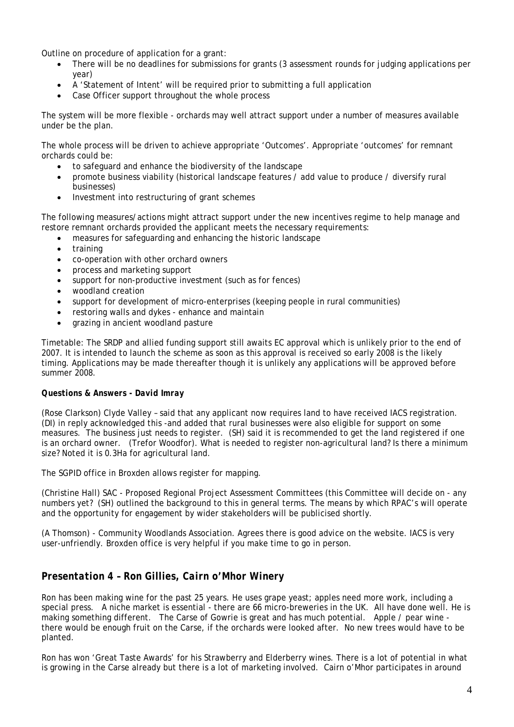Outline on procedure of application for a grant:

- There will be no deadlines for submissions for grants (3 assessment rounds for judging applications per year)
- A 'Statement of Intent' will be required prior to submitting a full application
- Case Officer support throughout the whole process

The system will be more flexible - orchards may well attract support under a number of measures available under be the plan.

The whole process will be driven to achieve appropriate 'Outcomes'. Appropriate 'outcomes' for remnant orchards could be:

- to safeguard and enhance the biodiversity of the landscape
- promote business viability (historical landscape features / add value to produce / diversify rural businesses)
- Investment into restructuring of grant schemes

The following measures/actions might attract support under the new incentives regime to help manage and restore remnant orchards provided the applicant meets the necessary requirements:

- measures for safeguarding and enhancing the historic landscape
- training
- co-operation with other orchard owners
- process and marketing support
- support for non-productive investment (such as for fences)
- woodland creation
- support for development of micro-enterprises (keeping people in rural communities)
- restoring walls and dykes - enhance and maintain
- grazing in ancient woodland pasture

Timetable: The SRDP and allied funding support still awaits EC approval which is unlikely prior to the end of 2007. It is intended to launch the scheme as soon as this approval is received so early 2008 is the likely timing. Applications may be made thereafter though it is unlikely any applications will be approved before summer 2008.

**Questions & Answers - *David Imray***

(Rose Clarkson) Clyde Valley – said that any applicant now requires land to have received IACS registration. (DI) in reply acknowledged this -and added that rural businesses were also eligible for support on some measures. The business just needs to register. (SH) said it is recommended to get the land registered if one is an orchard owner. (Trefor Woodfor). What is needed to register non-agricultural land? Is there a minimum size? Noted it is 0.3Ha for agricultural land.

The SGPID office in Broxden allows register for mapping.

(Christine Hall) SAC - Proposed Regional Project Assessment Committees (this Committee will decide on - any numbers yet? (SH) outlined the background to this in general terms. The means by which RPAC's will operate and the opportunity for engagement by wider stakeholders will be publicised shortly.

(A Thomson) - Community Woodlands Association. Agrees there is good advice on the website. IACS is very user-unfriendly. Broxden office is very helpful if you make time to go in person.

## *Presentation 4 – Ron Gillies, Cairn o'Mhor Winery*

Ron has been making wine for the past 25 years. He uses grape yeast; apples need more work, including a special press. A niche market is essential - there are 66 micro-breweries in the UK. All have done well. He is making something different. The Carse of Gowrie is great and has much potential. Apple / pear wine - there would be enough fruit on the Carse, if the orchards were looked after. No new trees would have to be planted.

Ron has won 'Great Taste Awards' for his Strawberry and Elderberry wines. There is a lot of potential in what is growing in the Carse already but there is a lot of marketing involved. Cairn o'Mhor participates in around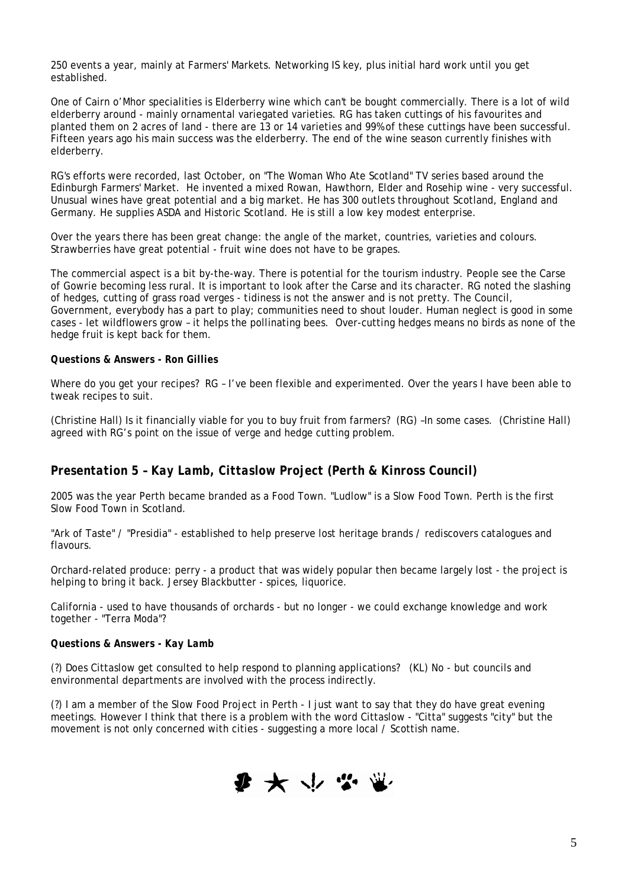250 events a year, mainly at Farmers' Markets. Networking IS key, plus initial hard work until you get established.

One of Cairn o'Mhor specialities is Elderberry wine which can't be bought commercially. There is a lot of wild elderberry around - mainly ornamental variegated varieties. RG has taken cuttings of his favourites and planted them on 2 acres of land - there are 13 or 14 varieties and 99% of these cuttings have been successful. Fifteen years ago his main success was the elderberry. The end of the wine season currently finishes with elderberry.

RG's efforts were recorded, last October, on "The Woman Who Ate Scotland" TV series based around the Edinburgh Farmers' Market. He invented a mixed Rowan, Hawthorn, Elder and Rosehip wine - very successful. Unusual wines have great potential and a big market. He has 300 outlets throughout Scotland, England and Germany. He supplies ASDA and Historic Scotland. He is still a low key modest enterprise.

Over the years there has been great change: the angle of the market, countries, varieties and colours. Strawberries have great potential - fruit wine does not have to be grapes.

The commercial aspect is a bit by-the-way. There is potential for the tourism industry. People see the Carse of Gowrie becoming less rural. It is important to look after the Carse and its character. RG noted the slashing of hedges, cutting of grass road verges - tidiness is not the answer and is not pretty. The Council, Government, everybody has a part to play; communities need to shout louder. Human neglect is good in some cases - let wildflowers grow – it helps the pollinating bees. Over-cutting hedges means no birds as none of the hedge fruit is kept back for them.

**Questions & Answers - Ron Gillies**

Where do you get your recipes? RG – I've been flexible and experimented. Over the years I have been able to tweak recipes to suit.

(Christine Hall) Is it financially viable for you to buy fruit from farmers? (RG) –In some cases. (Christine Hall) agreed with RG's point on the issue of verge and hedge cutting problem.

## *Presentation 5 – Kay Lamb, Cittaslow Project (Perth & Kinross Council)*

2005 was the year Perth became branded as a Food Town. "Ludlow" is a Slow Food Town. Perth is the first Slow Food Town in Scotland.

"Ark of Taste" / "Presidia" - established to help preserve lost heritage brands / rediscovers catalogues and flavours.

Orchard-related produce: perry - a product that was widely popular then became largely lost - the project is helping to bring it back. Jersey Blackbutter - spices, liquorice.

California - used to have thousands of orchards - but no longer - we could exchange knowledge and work together - "Terra Moda"?

***Questions & Answers - Kay Lamb***

(?) Does Cittaslow get consulted to help respond to planning applications? (KL) No - but councils and environmental departments are involved with the process indirectly.

(?) I am a member of the Slow Food Project in Perth - I just want to say that they do have great evening meetings. However I think that there is a problem with the word Cittaslow - "Citta" suggests "city" but the movement is not only concerned with cities - suggesting a more local / Scottish name.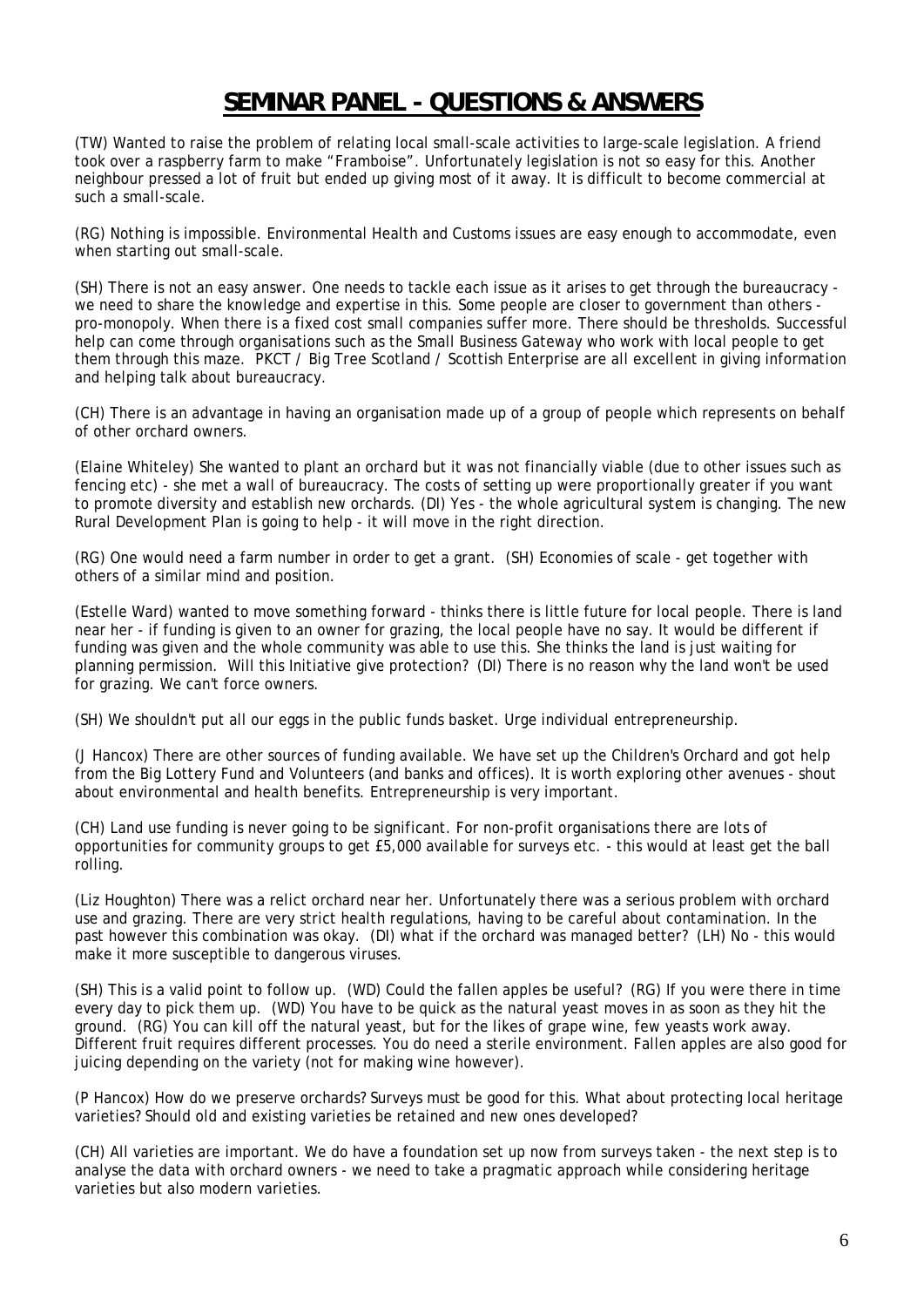# SEMINAR PANEL - QUESTIONS & ANSWERS

(TW) Wanted to raise the problem of relating local small-scale activities to large-scale legislation. A friend took over a raspberry farm to make "Framboise". Unfortunately legislation is not so easy for this. Another neighbour pressed a lot of fruit but ended up giving most of it away. It is difficult to become commercial at such a small-scale.

(RG) Nothing is impossible. Environmental Health and Customs issues are easy enough to accommodate, even when starting out small-scale.

(SH) There is not an easy answer. One needs to tackle each issue as it arises to get through the bureaucracy - we need to share the knowledge and expertise in this. Some people are closer to government than others - pro-monopoly. When there is a fixed cost small companies suffer more. There should be thresholds. Successful help can come through organisations such as the Small Business Gateway who work with local people to get them through this maze. PKCT / Big Tree Scotland / Scottish Enterprise are all excellent in giving information and helping talk about bureaucracy.

(CH) There is an advantage in having an organisation made up of a group of people which represents on behalf of other orchard owners.

(Elaine Whiteley) She wanted to plant an orchard but it was not financially viable (due to other issues such as fencing etc) - she met a wall of bureaucracy. The costs of setting up were proportionally greater if you want to promote diversity and establish new orchards. (DI) Yes - the whole agricultural system is changing. The new Rural Development Plan is going to help - it will move in the right direction.

(RG) One would need a farm number in order to get a grant. (SH) Economies of scale - get together with others of a similar mind and position.

(Estelle Ward) wanted to move something forward - thinks there is little future for local people. There is land near her - if funding is given to an owner for grazing, the local people have no say. It would be different if funding was given and the whole community was able to use this. She thinks the land is just waiting for planning permission. Will this Initiative give protection? (DI) There is no reason why the land won't be used for grazing. We can't force owners.

(SH) We shouldn't put all our eggs in the public funds basket. Urge individual entrepreneurship.

(J Hancox) There are other sources of funding available. We have set up the Children's Orchard and got help from the Big Lottery Fund and Volunteers (and banks and offices). It is worth exploring other avenues - shout about environmental and health benefits. Entrepreneurship is very important.

(CH) Land use funding is never going to be significant. For non-profit organisations there are lots of opportunities for community groups to get £5,000 available for surveys etc. - this would at least get the ball rolling.

(Liz Houghton) There was a relict orchard near her. Unfortunately there was a serious problem with orchard use and grazing. There are very strict health regulations, having to be careful about contamination. In the past however this combination was okay. (DI) what if the orchard was managed better? (LH) No - this would make it more susceptible to dangerous viruses.

(SH) This is a valid point to follow up. (WD) Could the fallen apples be useful? (RG) If you were there in time every day to pick them up. (WD) You have to be quick as the natural yeast moves in as soon as they hit the ground. (RG) You can kill off the natural yeast, but for the likes of grape wine, few yeasts work away. Different fruit requires different processes. You do need a sterile environment. Fallen apples are also good for juicing depending on the variety (not for making wine however).

(P Hancox) How do we preserve orchards? Surveys must be good for this. What about protecting local heritage varieties? Should old and existing varieties be retained and new ones developed?

(CH) All varieties are important. We do have a foundation set up now from surveys taken - the next step is to analyse the data with orchard owners - we need to take a pragmatic approach while considering heritage varieties but also modern varieties.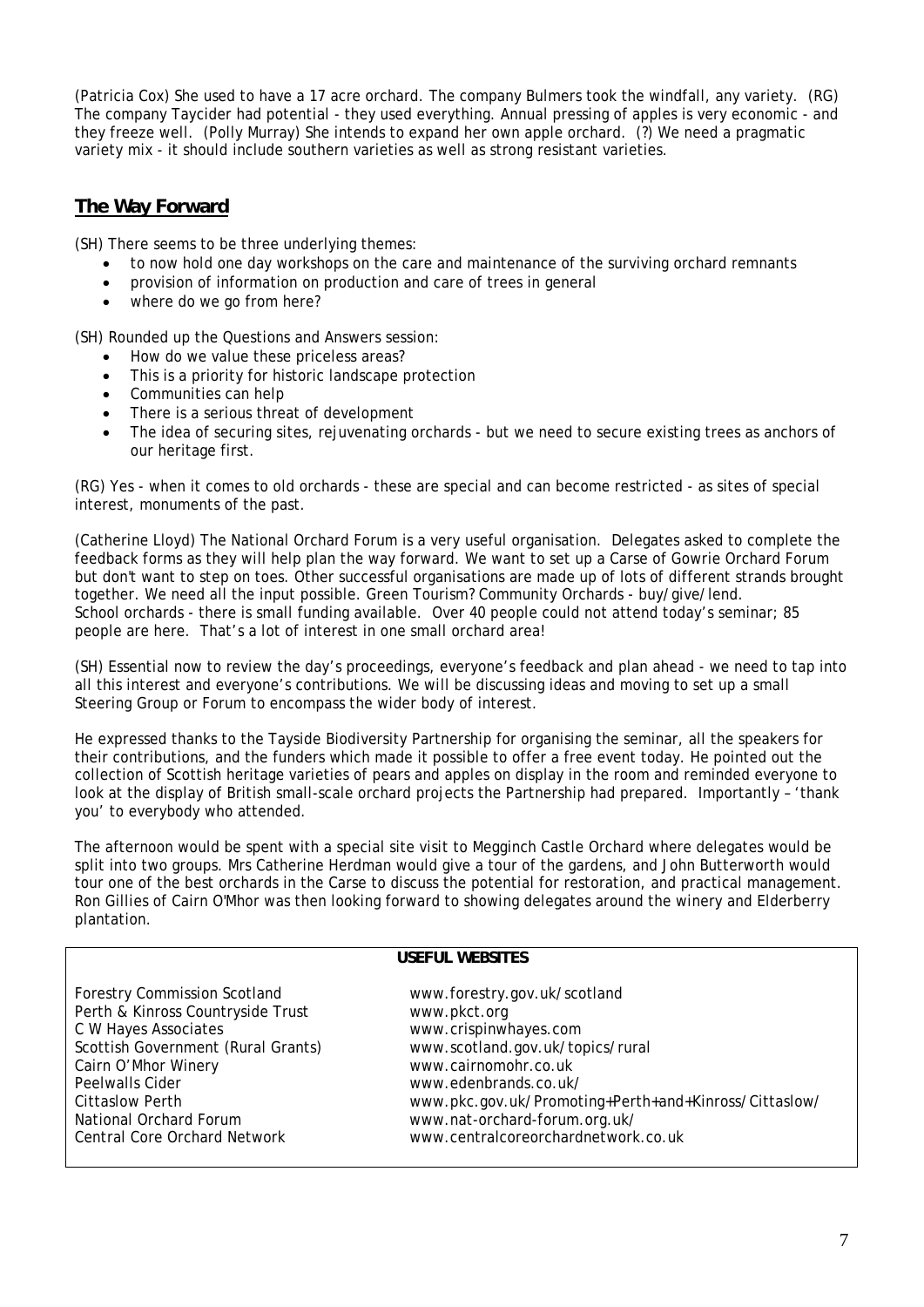(Patricia Cox) She used to have a 17 acre orchard. The company Bulmers took the windfall, any variety. (RG) The company Taycider had potential - they used everything. Annual pressing of apples is very economic - and they freeze well. (Polly Murray) She intends to expand her own apple orchard. (?) We need a pragmatic variety mix - it should include southern varieties as well as strong resistant varieties.

## The Way Forward

(SH) There seems to be three underlying themes:

- to now hold one day workshops on the care and maintenance of the surviving orchard remnants
- provision of information on production and care of trees in general
- where do we go from here?

(SH) Rounded up the Questions and Answers session:

- How do we value these priceless areas?
- This is a priority for historic landscape protection
- Communities can help
- There is a serious threat of development
- The idea of securing sites, rejuvenating orchards - but we need to secure existing trees as anchors of our heritage first.

(RG) Yes - when it comes to old orchards - these are special and can become restricted - as sites of special interest, monuments of the past.

(Catherine Lloyd) The National Orchard Forum is a very useful organisation. Delegates asked to complete the feedback forms as they will help plan the way forward. We want to set up a Carse of Gowrie Orchard Forum but don't want to step on toes. Other successful organisations are made up of lots of different strands brought together. We need all the input possible. Green Tourism? Community Orchards - buy/give/lend. School orchards - there is small funding available. Over 40 people could not attend today's seminar; 85 people are here. That's a lot of interest in one small orchard area!

(SH) Essential now to review the day's proceedings, everyone's feedback and plan ahead - we need to tap into all this interest and everyone's contributions. We will be discussing ideas and moving to set up a small Steering Group or Forum to encompass the wider body of interest.

He expressed thanks to the Tayside Biodiversity Partnership for organising the seminar, all the speakers for their contributions, and the funders which made it possible to offer a free event today. He pointed out the collection of Scottish heritage varieties of pears and apples on display in the room and reminded everyone to look at the display of British small-scale orchard projects the Partnership had prepared. Importantly – 'thank you' to everybody who attended.

The afternoon would be spent with a special site visit to Megginch Castle Orchard where delegates would be split into two groups. Mrs Catherine Herdman would give a tour of the gardens, and John Butterworth would tour one of the best orchards in the Carse to discuss the potential for restoration, and practical management. Ron Gillies of Cairn O'Mhor was then looking forward to showing delegates around the winery and Elderberry plantation.

**USEFUL WEBSITES**

| | |
|---|---|
| Forestry Commission Scotland | www.forestry.gov.uk/scotland |
| Perth & Kinross Countryside Trust | www.pkct.org |
| C W Hayes Associates | www.crispinwhayes.com |
| Scottish Government (Rural Grants) | www.scotland.gov.uk/topics/rural |
| Cairn O'Mhor Winery | www.cairnomohr.co.uk |
| Peelwalls Cider | www.edenbrands.co.uk/ |
| Cittaslow Perth | www.pkc.gov.uk/Promoting+Perth+and+Kinross/Cittaslow/ |
| National Orchard Forum | www.nat-orchard-forum.org.uk/ |
| Central Core Orchard Network | www.centralcoreorchardnetwork.co.uk |